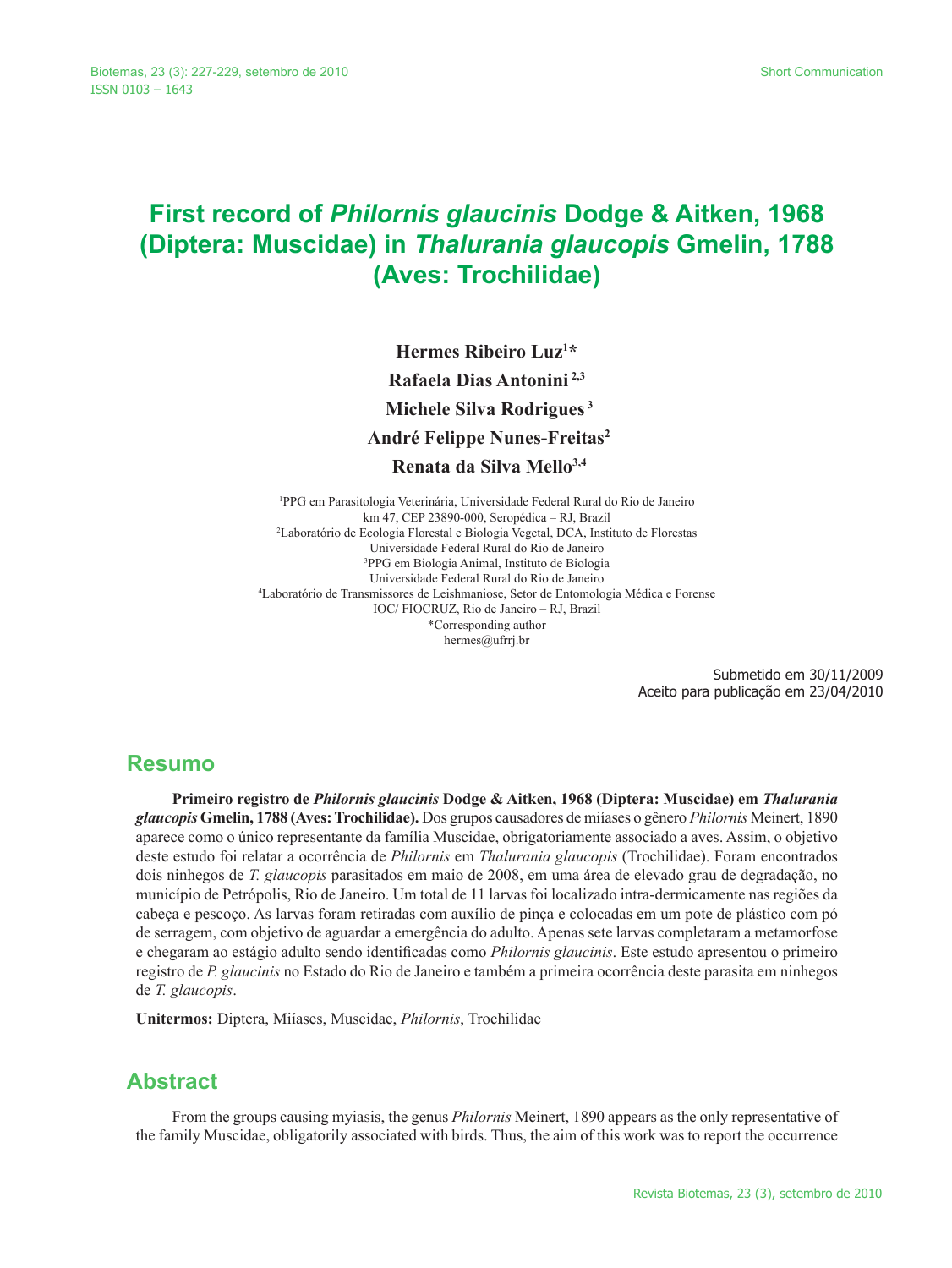Short Communication

# First record of *Philornis glaucinis* Dodge & Aitken, 1968 (Diptera: Muscidae) in *Thalurania glaucopis* Gmelin, 1788 (Aves: Trochilidae)

**Hermes Ribeiro Luz[1]***

**Rafaela Dias Antonini [2,3]**

**Michele Silva Rodrigues [3]**

**André Felippe Nunes-Freitas[2]**

**Renata da Silva Mello[3,4]**

[1]PPG em Parasitologia Veterinária, Universidade Federal Rural do Rio de Janeiro
km 47, CEP 23890-000, Seropédica – RJ, Brazil
[2]Laboratório de Ecologia Florestal e Biologia Vegetal, DCA, Instituto de Florestas
Universidade Federal Rural do Rio de Janeiro
[3]PPG em Biologia Animal, Instituto de Biologia
Universidade Federal Rural do Rio de Janeiro
[4]Laboratório de Transmissores de Leishmaniose, Setor de Entomologia Médica e Forense
IOC/ FIOCRUZ, Rio de Janeiro – RJ, Brazil
*Corresponding author
hermes@ufrrj.br

Submetido em 30/11/2009
Aceito para publicação em 23/04/2010

## Resumo

**Primeiro registro de *Philornis glaucinis* Dodge & Aitken, 1968 (Diptera: Muscidae) em *Thalurania glaucopis* Gmelin, 1788 (Aves: Trochilidae).** Dos grupos causadores de miíases o gênero *Philornis* Meinert, 1890 aparece como o único representante da família Muscidae, obrigatoriamente associado a aves. Assim, o objetivo deste estudo foi relatar a ocorrência de *Philornis* em *Thalurania glaucopis* (Trochilidae). Foram encontrados dois ninhegos de *T. glaucopis* parasitados em maio de 2008, em uma área de elevado grau de degradação, no município de Petrópolis, Rio de Janeiro. Um total de 11 larvas foi localizado intra-dermicamente nas regiões da cabeça e pescoço. As larvas foram retiradas com auxílio de pinça e colocadas em um pote de plástico com pó de serragem, com objetivo de aguardar a emergência do adulto. Apenas sete larvas completaram a metamorfose e chegaram ao estágio adulto sendo identificadas como *Philornis glaucinis*. Este estudo apresentou o primeiro registro de *P. glaucinis* no Estado do Rio de Janeiro e também a primeira ocorrência deste parasita em ninhegos de *T. glaucopis*.

**Unitermos:** Diptera, Miíases, Muscidae, *Philornis*, Trochilidae

## Abstract

From the groups causing myiasis, the genus *Philornis* Meinert, 1890 appears as the only representative of the family Muscidae, obligatorily associated with birds. Thus, the aim of this work was to report the occurrence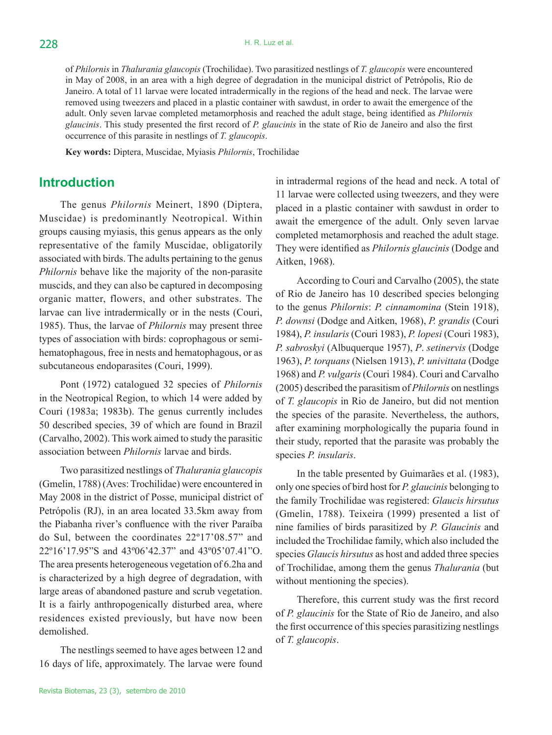of *Philornis* in *Thalurania glaucopis* (Trochilidae). Two parasitized nestlings of *T. glaucopis* were encountered in May of 2008, in an area with a high degree of degradation in the municipal district of Petrópolis, Rio de Janeiro. A total of 11 larvae were located intradermically in the regions of the head and neck. The larvae were removed using tweezers and placed in a plastic container with sawdust, in order to await the emergence of the adult. Only seven larvae completed metamorphosis and reached the adult stage, being identified as *Philornis glaucinis*. This study presented the first record of *P. glaucinis* in the state of Rio de Janeiro and also the first occurrence of this parasite in nestlings of *T. glaucopis*.

**Key words:** Diptera, Muscidae, Myiasis *Philornis*, Trochilidae

## Introduction

The genus *Philornis* Meinert, 1890 (Diptera, Muscidae) is predominantly Neotropical. Within groups causing myiasis, this genus appears as the only representative of the family Muscidae, obligatorily associated with birds. The adults pertaining to the genus *Philornis* behave like the majority of the non-parasite muscids, and they can also be captured in decomposing organic matter, flowers, and other substrates. The larvae can live intradermically or in the nests (Couri, 1985). Thus, the larvae of *Philornis* may present three types of association with birds: coprophagous or semi-hematophagous, free in nests and hematophagous, or as subcutaneous endoparasites (Couri, 1999).

Pont (1972) catalogued 32 species of *Philornis* in the Neotropical Region, to which 14 were added by Couri (1983a; 1983b). The genus currently includes 50 described species, 39 of which are found in Brazil (Carvalho, 2002). This work aimed to study the parasitic association between *Philornis* larvae and birds.

Two parasitized nestlings of *Thalurania glaucopis* (Gmelin, 1788) (Aves: Trochilidae) were encountered in May 2008 in the district of Posse, municipal district of Petrópolis (RJ), in an area located 33.5km away from the Piabanha river's confluence with the river Paraíba do Sul, between the coordinates 22º17'08.57" and 22º16'17.95"S and 43º06'42.37" and 43º05'07.41"O. The area presents heterogeneous vegetation of 6.2ha and is characterized by a high degree of degradation, with large areas of abandoned pasture and scrub vegetation. It is a fairly anthropogenically disturbed area, where residences existed previously, but have now been demolished.

The nestlings seemed to have ages between 12 and 16 days of life, approximately. The larvae were found in intradermal regions of the head and neck. A total of 11 larvae were collected using tweezers, and they were placed in a plastic container with sawdust in order to await the emergence of the adult. Only seven larvae completed metamorphosis and reached the adult stage. They were identified as *Philornis glaucinis* (Dodge and Aitken, 1968).

According to Couri and Carvalho (2005), the state of Rio de Janeiro has 10 described species belonging to the genus *Philornis*: *P. cinnamomina* (Stein 1918), *P. downsi* (Dodge and Aitken, 1968), *P. grandis* (Couri 1984), *P. insularis* (Couri 1983), *P. lopesi* (Couri 1983), *P. sabroskyi* (Albuquerque 1957), *P*. *setinervis* (Dodge 1963), *P. torquans* (Nielsen 1913), *P. univittata* (Dodge 1968) and *P. vulgaris* (Couri 1984). Couri and Carvalho (2005) described the parasitism of *Philornis* on nestlings of *T. glaucopis* in Rio de Janeiro, but did not mention the species of the parasite. Nevertheless, the authors, after examining morphologically the puparia found in their study, reported that the parasite was probably the species *P. insularis*.

In the table presented by Guimarães et al. (1983), only one species of bird host for *P. glaucinis* belonging to the family Trochilidae was registered: *Glaucis hirsutus* (Gmelin, 1788). Teixeira (1999) presented a list of nine families of birds parasitized by *P. Glaucinis* and included the Trochilidae family, which also included the species *Glaucis hirsutus* as host and added three species of Trochilidae, among them the genus *Thalurania* (but without mentioning the species).

Therefore, this current study was the first record of *P. glaucinis* for the State of Rio de Janeiro, and also the first occurrence of this species parasitizing nestlings of *T. glaucopis*.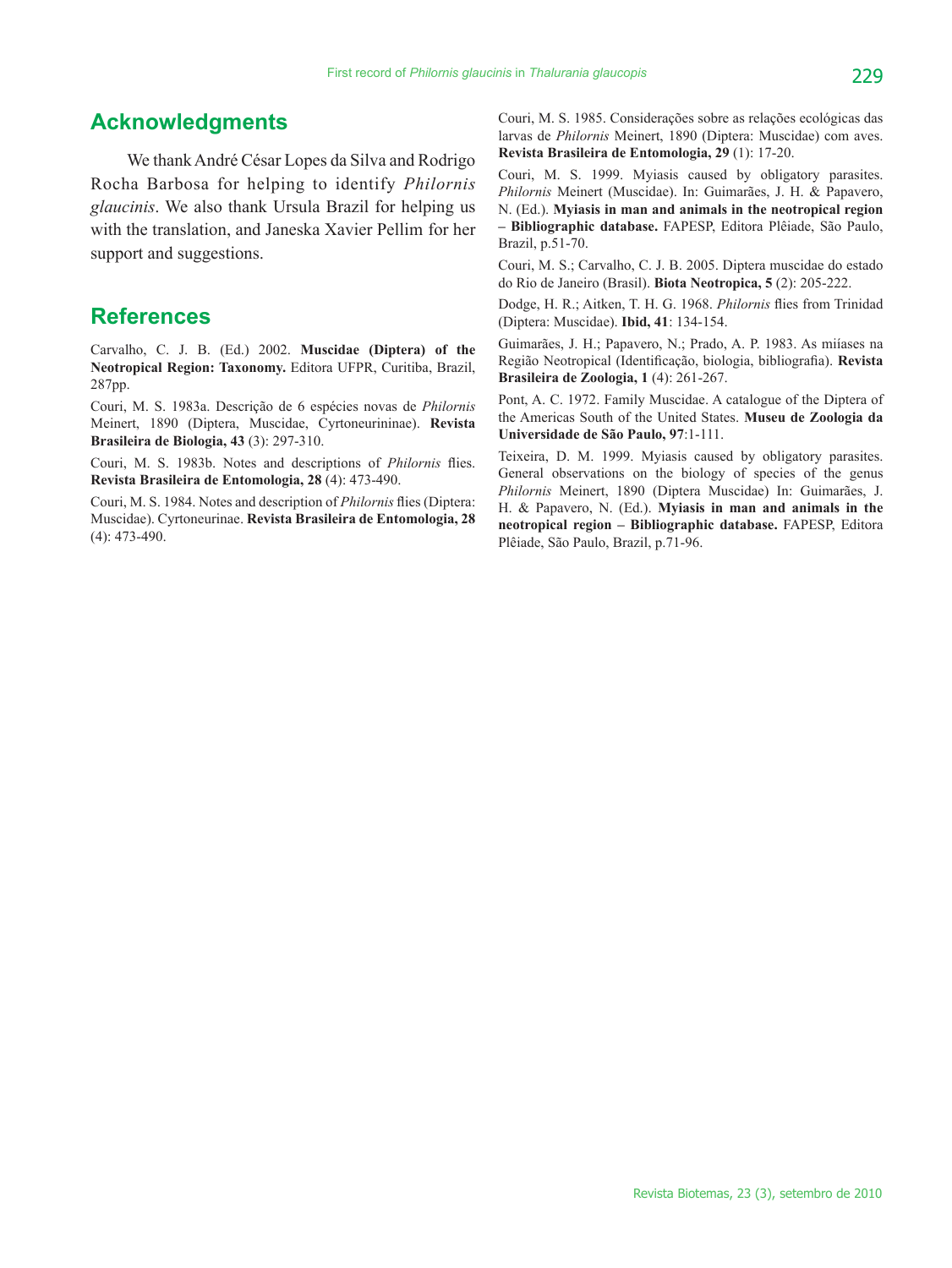## Acknowledgments

We thank André César Lopes da Silva and Rodrigo Rocha Barbosa for helping to identify *Philornis glaucinis*. We also thank Ursula Brazil for helping us with the translation, and Janeska Xavier Pellim for her support and suggestions.

## References

Carvalho, C. J. B. (Ed.) 2002. **Muscidae (Diptera) of the Neotropical Region: Taxonomy.** Editora UFPR, Curitiba, Brazil, 287pp.

Couri, M. S. 1983a. Descrição de 6 espécies novas de *Philornis* Meinert, 1890 (Diptera, Muscidae, Cyrtoneurininae). **Revista Brasileira de Biologia, 43** (3): 297-310.

Couri, M. S. 1983b. Notes and descriptions of *Philornis* flies. **Revista Brasileira de Entomologia, 28** (4): 473-490.

Couri, M. S. 1984. Notes and description of *Philornis* flies (Diptera: Muscidae). Cyrtoneurinae. **Revista Brasileira de Entomologia, 28** (4): 473-490.

Couri, M. S. 1985. Considerações sobre as relações ecológicas das larvas de *Philornis* Meinert, 1890 (Diptera: Muscidae) com aves. **Revista Brasileira de Entomologia, 29** (1): 17-20.

Couri, M. S. 1999. Myiasis caused by obligatory parasites. *Philornis* Meinert (Muscidae). In: Guimarães, J. H. & Papavero, N. (Ed.). **Myiasis in man and animals in the neotropical region – Bibliographic database.** FAPESP, Editora Plêiade, São Paulo, Brazil, p.51-70.

Couri, M. S.; Carvalho, C. J. B. 2005. Diptera muscidae do estado do Rio de Janeiro (Brasil). **Biota Neotropica, 5** (2): 205-222.

Dodge, H. R.; Aitken, T. H. G. 1968. *Philornis* flies from Trinidad (Diptera: Muscidae). **Ibid, 41**: 134-154.

Guimarães, J. H.; Papavero, N.; Prado, A. P. 1983. As miíases na Região Neotropical (Identificação, biologia, bibliografia). **Revista Brasileira de Zoologia, 1** (4): 261-267.

Pont, A. C. 1972. Family Muscidae. A catalogue of the Diptera of the Americas South of the United States. **Museu de Zoologia da Universidade de São Paulo, 97**:1-111.

Teixeira, D. M. 1999. Myiasis caused by obligatory parasites. General observations on the biology of species of the genus *Philornis* Meinert, 1890 (Diptera Muscidae) In: Guimarães, J. H. & Papavero, N. (Ed.). **Myiasis in man and animals in the neotropical region – Bibliographic database.** FAPESP, Editora Plêiade, São Paulo, Brazil, p.71-96.